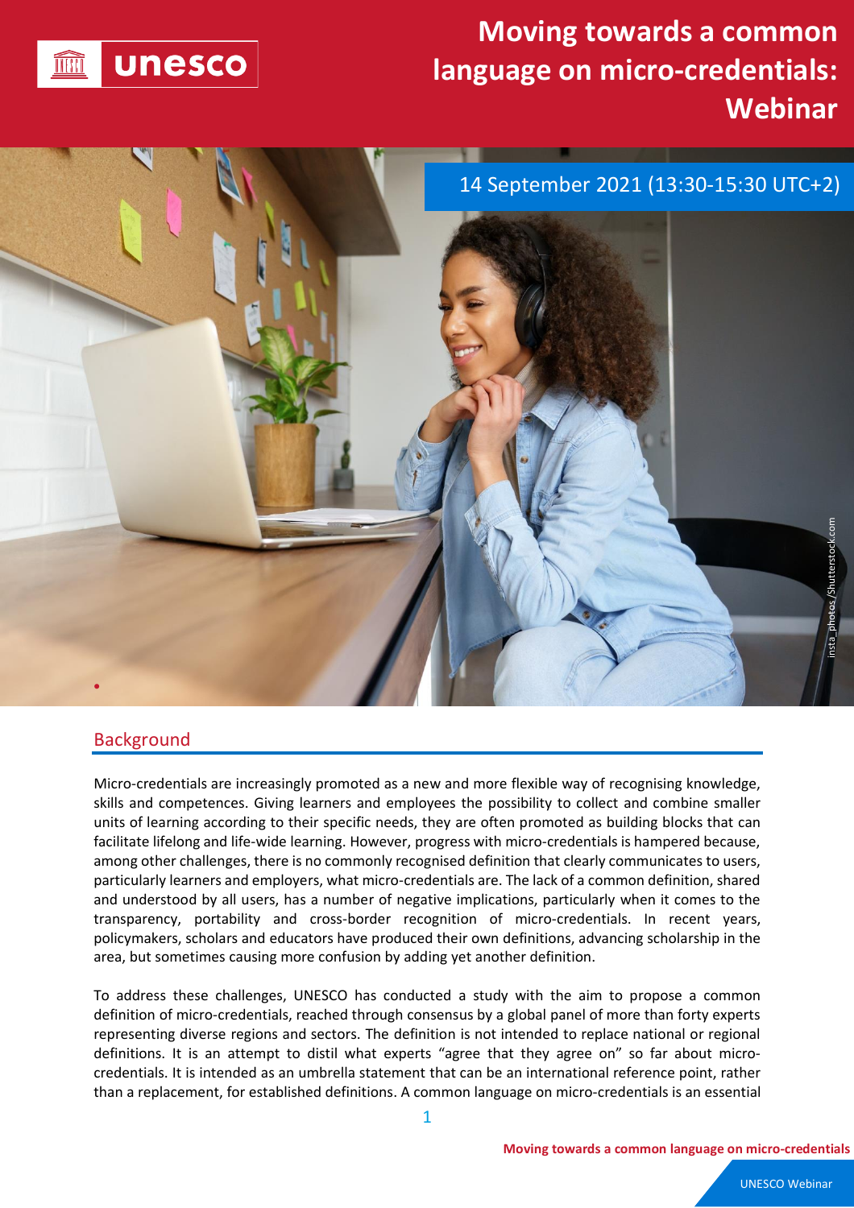# Moving towards a common language on micro-credentials: Webinar

14 September 2021 (13:30-15:30 UTC+2)

## Background

Micro-credentials are increasingly promoted as a new and more flexible way of recognising knowledge, skills and competences. Giving learners and employees the possibility to collect and combine smaller units of learning according to their specific needs, they are often promoted as building blocks that can facilitate lifelong and life-wide learning. However, progress with micro-credentials is hampered because, among other challenges, there is no commonly recognised definition that clearly communicates to users, particularly learners and employers, what micro-credentials are. The lack of a common definition, shared and understood by all users, has a number of negative implications, particularly when it comes to the transparency, portability and cross-border recognition of micro-credentials. In recent years, policymakers, scholars and educators have produced their own definitions, advancing scholarship in the area, but sometimes causing more confusion by adding yet another definition.

To address these challenges, UNESCO has conducted a study with the aim to propose a common definition of micro-credentials, reached through consensus by a global panel of more than forty experts representing diverse regions and sectors. The definition is not intended to replace national or regional definitions. It is an attempt to distil what experts "agree that they agree on" so far about micro-credentials. It is intended as an umbrella statement that can be an international reference point, rather than a replacement, for established definitions. A common language on micro-credentials is an essential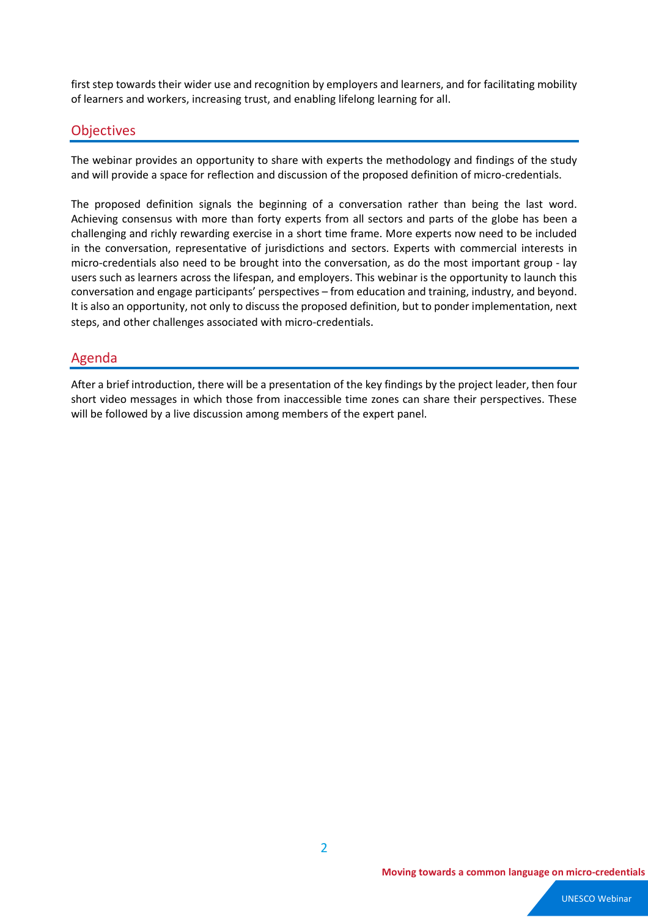first step towards their wider use and recognition by employers and learners, and for facilitating mobility of learners and workers, increasing trust, and enabling lifelong learning for all.

## Objectives

The webinar provides an opportunity to share with experts the methodology and findings of the study and will provide a space for reflection and discussion of the proposed definition of micro-credentials.

The proposed definition signals the beginning of a conversation rather than being the last word. Achieving consensus with more than forty experts from all sectors and parts of the globe has been a challenging and richly rewarding exercise in a short time frame. More experts now need to be included in the conversation, representative of jurisdictions and sectors. Experts with commercial interests in micro-credentials also need to be brought into the conversation, as do the most important group - lay users such as learners across the lifespan, and employers. This webinar is the opportunity to launch this conversation and engage participants' perspectives – from education and training, industry, and beyond. It is also an opportunity, not only to discuss the proposed definition, but to ponder implementation, next steps, and other challenges associated with micro-credentials.

## Agenda

After a brief introduction, there will be a presentation of the key findings by the project leader, then four short video messages in which those from inaccessible time zones can share their perspectives. These will be followed by a live discussion among members of the expert panel.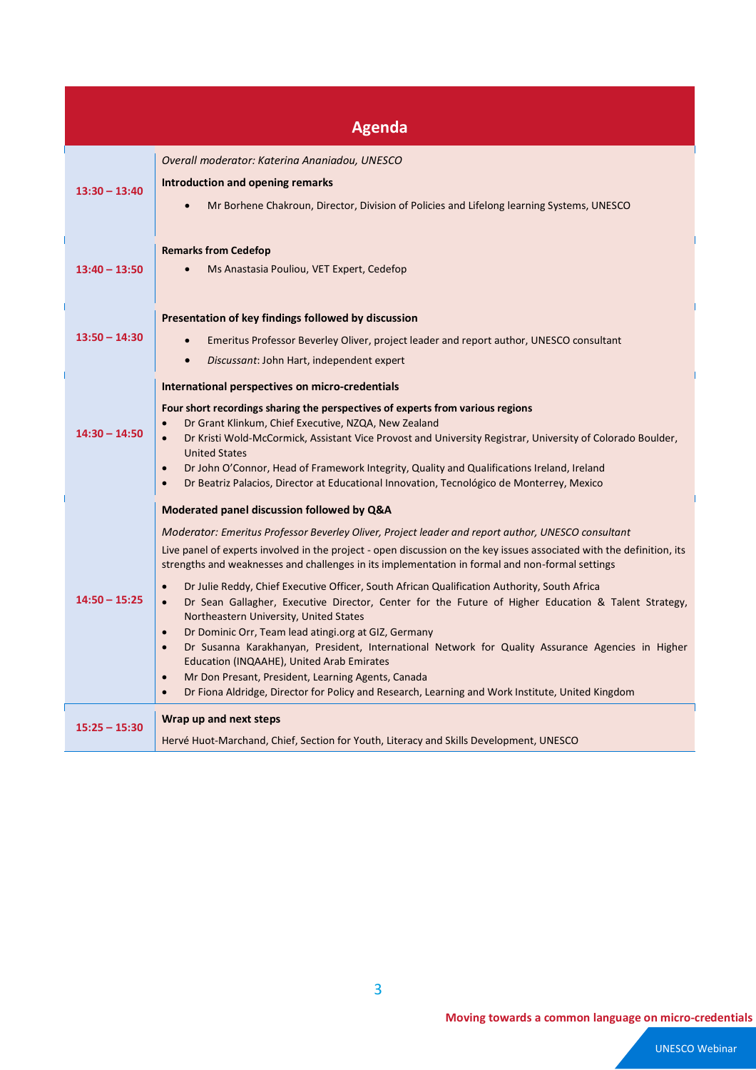## Agenda

| | |
|---|---|
| **13:30 – 13:40** | *Overall moderator: Katerina Ananiadou, UNESCO*<br><br>**Introduction and opening remarks**<br><br>• Mr Borhene Chakroun, Director, Division of Policies and Lifelong learning Systems, UNESCO |
| **13:40 – 13:50** | **Remarks from Cedefop**<br><br>• Ms Anastasia Pouliou, VET Expert, Cedefop |
| **13:50 – 14:30** | **Presentation of key findings followed by discussion**<br><br>• Emeritus Professor Beverley Oliver, project leader and report author, UNESCO consultant<br>• *Discussant*: John Hart, independent expert |
| **14:30 – 14:50** | **International perspectives on micro-credentials**<br><br>**Four short recordings sharing the perspectives of experts from various regions**<br>• Dr Grant Klinkum, Chief Executive, NZQA, New Zealand<br>• Dr Kristi Wold-McCormick, Assistant Vice Provost and University Registrar, University of Colorado Boulder, United States<br>• Dr John O'Connor, Head of Framework Integrity, Quality and Qualifications Ireland, Ireland<br>• Dr Beatriz Palacios, Director at Educational Innovation, Tecnológico de Monterrey, Mexico |
| **14:50 – 15:25** | **Moderated panel discussion followed by Q&A**<br><br>*Moderator: Emeritus Professor Beverley Oliver, Project leader and report author, UNESCO consultant*<br><br>Live panel of experts involved in the project - open discussion on the key issues associated with the definition, its strengths and weaknesses and challenges in its implementation in formal and non-formal settings<br><br>• Dr Julie Reddy, Chief Executive Officer, South African Qualification Authority, South Africa<br>• Dr Sean Gallagher, Executive Director, Center for the Future of Higher Education & Talent Strategy, Northeastern University, United States<br>• Dr Dominic Orr, Team lead atingi.org at GIZ, Germany<br>• Dr Susanna Karakhanyan, President, International Network for Quality Assurance Agencies in Higher Education (INQAAHE), United Arab Emirates<br>• Mr Don Presant, President, Learning Agents, Canada<br>• Dr Fiona Aldridge, Director for Policy and Research, Learning and Work Institute, United Kingdom |
| **15:25 – 15:30** | **Wrap up and next steps**<br><br>Hervé Huot-Marchand, Chief, Section for Youth, Literacy and Skills Development, UNESCO |